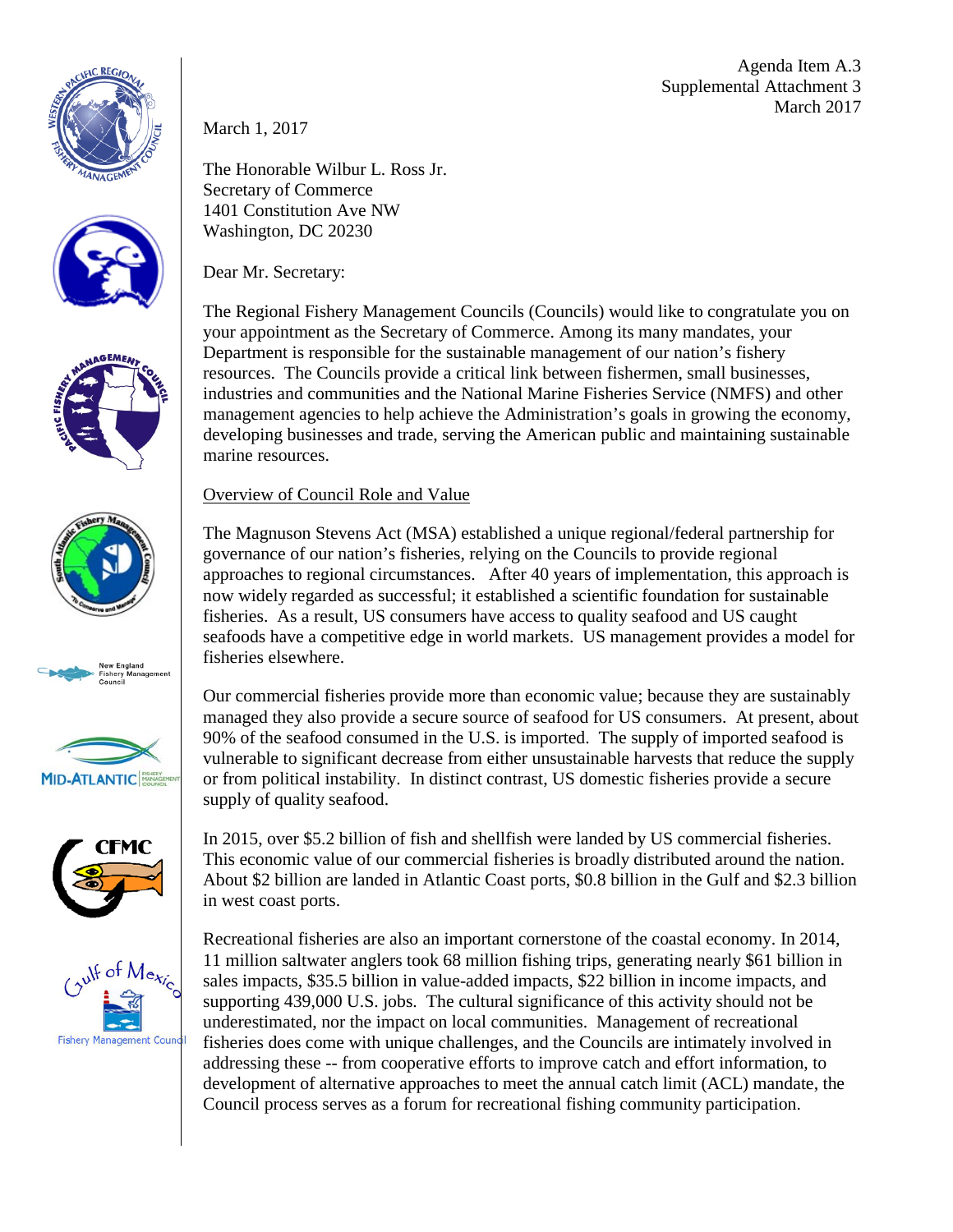Agenda Item A.3
Supplemental Attachment 3
March 2017

March 1, 2017

The Honorable Wilbur L. Ross Jr.
Secretary of Commerce
1401 Constitution Ave NW
Washington, DC 20230

Dear Mr. Secretary:

The Regional Fishery Management Councils (Councils) would like to congratulate you on your appointment as the Secretary of Commerce. Among its many mandates, your Department is responsible for the sustainable management of our nation's fishery resources. The Councils provide a critical link between fishermen, small businesses, industries and communities and the National Marine Fisheries Service (NMFS) and other management agencies to help achieve the Administration's goals in growing the economy, developing businesses and trade, serving the American public and maintaining sustainable marine resources.

Overview of Council Role and Value

The Magnuson Stevens Act (MSA) established a unique regional/federal partnership for governance of our nation's fisheries, relying on the Councils to provide regional approaches to regional circumstances. After 40 years of implementation, this approach is now widely regarded as successful; it established a scientific foundation for sustainable fisheries. As a result, US consumers have access to quality seafood and US caught seafoods have a competitive edge in world markets. US management provides a model for fisheries elsewhere.

Our commercial fisheries provide more than economic value; because they are sustainably managed they also provide a secure source of seafood for US consumers. At present, about 90% of the seafood consumed in the U.S. is imported. The supply of imported seafood is vulnerable to significant decrease from either unsustainable harvests that reduce the supply or from political instability. In distinct contrast, US domestic fisheries provide a secure supply of quality seafood.

In 2015, over $5.2 billion of fish and shellfish were landed by US commercial fisheries. This economic value of our commercial fisheries is broadly distributed around the nation. About $2 billion are landed in Atlantic Coast ports, $0.8 billion in the Gulf and $2.3 billion in west coast ports.

Recreational fisheries are also an important cornerstone of the coastal economy. In 2014, 11 million saltwater anglers took 68 million fishing trips, generating nearly $61 billion in sales impacts, $35.5 billion in value-added impacts, $22 billion in income impacts, and supporting 439,000 U.S. jobs. The cultural significance of this activity should not be underestimated, nor the impact on local communities. Management of recreational fisheries does come with unique challenges, and the Councils are intimately involved in addressing these -- from cooperative efforts to improve catch and effort information, to development of alternative approaches to meet the annual catch limit (ACL) mandate, the Council process serves as a forum for recreational fishing community participation.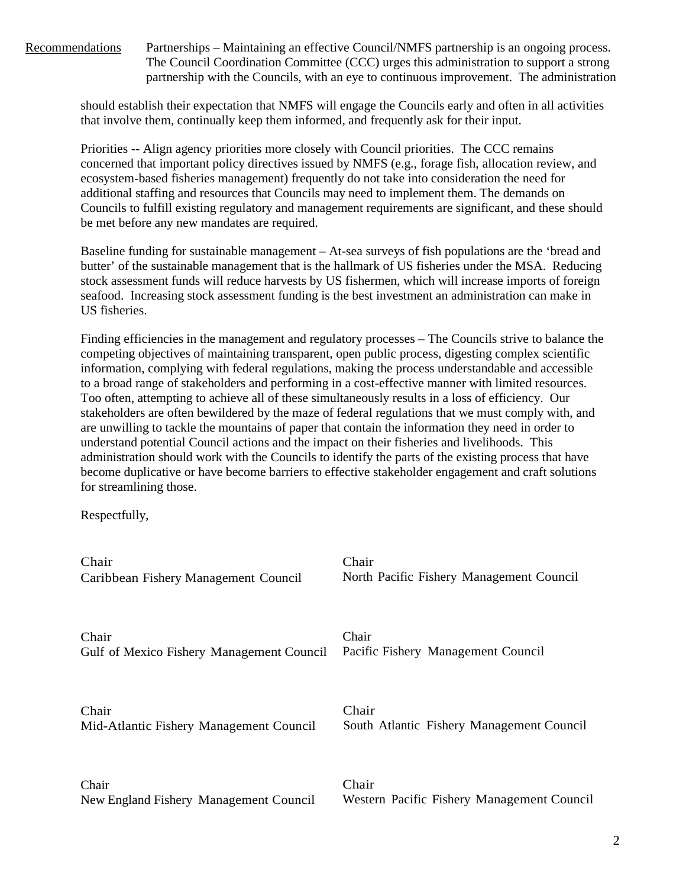<u>Recommendations</u> Partnerships – Maintaining an effective Council/NMFS partnership is an ongoing process. The Council Coordination Committee (CCC) urges this administration to support a strong partnership with the Councils, with an eye to continuous improvement. The administration should establish their expectation that NMFS will engage the Councils early and often in all activities that involve them, continually keep them informed, and frequently ask for their input.

Priorities -- Align agency priorities more closely with Council priorities. The CCC remains concerned that important policy directives issued by NMFS (e.g., forage fish, allocation review, and ecosystem-based fisheries management) frequently do not take into consideration the need for additional staffing and resources that Councils may need to implement them. The demands on Councils to fulfill existing regulatory and management requirements are significant, and these should be met before any new mandates are required.

Baseline funding for sustainable management – At-sea surveys of fish populations are the 'bread and butter' of the sustainable management that is the hallmark of US fisheries under the MSA. Reducing stock assessment funds will reduce harvests by US fishermen, which will increase imports of foreign seafood. Increasing stock assessment funding is the best investment an administration can make in US fisheries.

Finding efficiencies in the management and regulatory processes – The Councils strive to balance the competing objectives of maintaining transparent, open public process, digesting complex scientific information, complying with federal regulations, making the process understandable and accessible to a broad range of stakeholders and performing in a cost-effective manner with limited resources. Too often, attempting to achieve all of these simultaneously results in a loss of efficiency. Our stakeholders are often bewildered by the maze of federal regulations that we must comply with, and are unwilling to tackle the mountains of paper that contain the information they need in order to understand potential Council actions and the impact on their fisheries and livelihoods. This administration should work with the Councils to identify the parts of the existing process that have become duplicative or have become barriers to effective stakeholder engagement and craft solutions for streamlining those.

Respectfully,

Chair
Caribbean Fishery Management Council

Chair
North Pacific Fishery Management Council

Chair
Gulf of Mexico Fishery Management Council

Chair
Pacific Fishery Management Council

Chair
Mid-Atlantic Fishery Management Council

Chair
South Atlantic Fishery Management Council

Chair
New England Fishery Management Council

Chair
Western Pacific Fishery Management Council